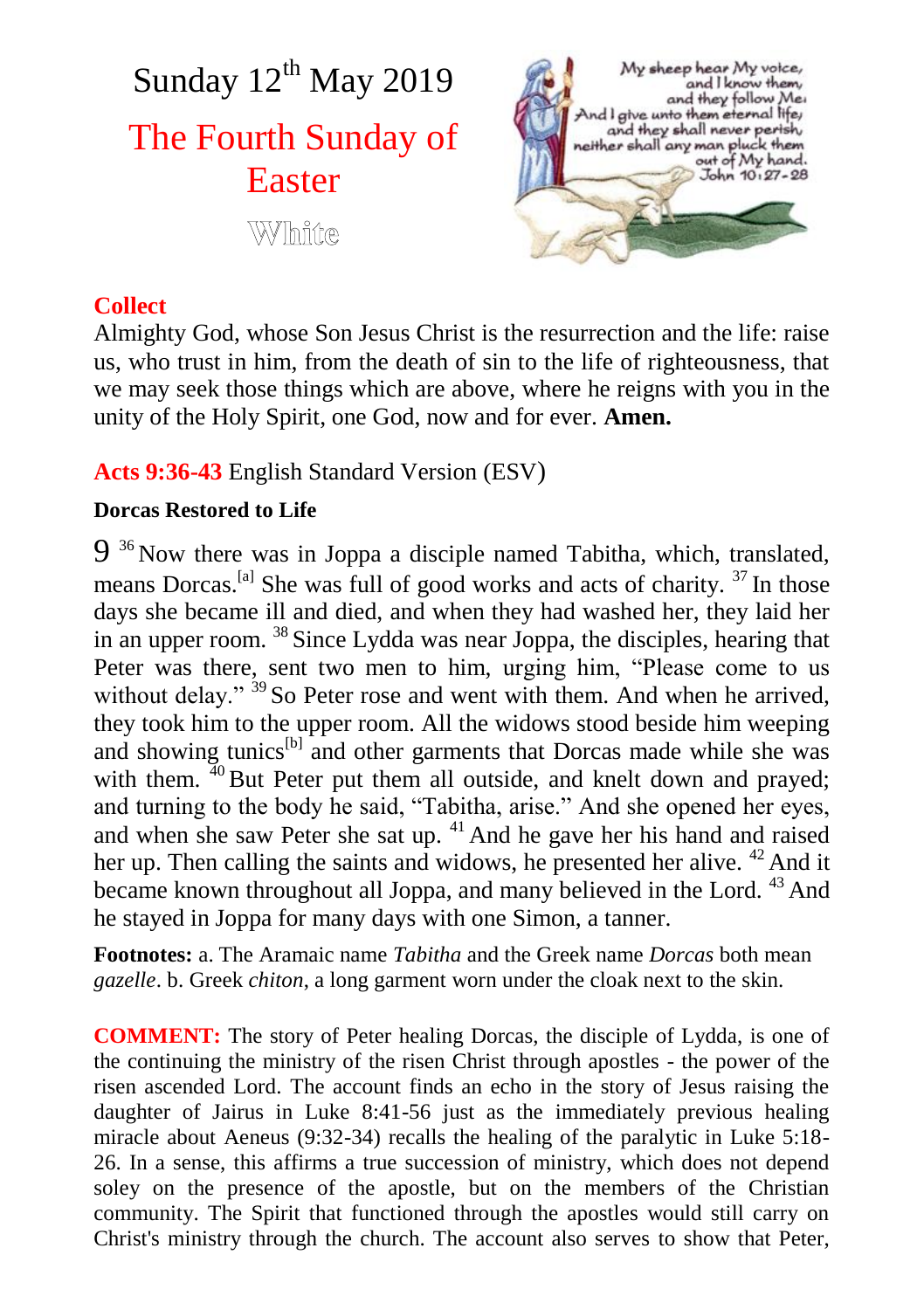# Sunday 12th May 2019

## The Fourth Sunday of Easter

White

My sheep hear My voice, and I know them, and they follow Me: And I give unto them eternal life; and they shall never perish, neither shall any man pluck them out of My hand. John 10:27-28

**Collect**

Almighty God, whose Son Jesus Christ is the resurrection and the life: raise us, who trust in him, from the death of sin to the life of righteousness, that we may seek those things which are above, where he reigns with you in the unity of the Holy Spirit, one God, now and for ever. **Amen.**

**Acts 9:36-43** English Standard Version (ESV)

**Dorcas Restored to Life**

9 36 Now there was in Joppa a disciple named Tabitha, which, translated, means Dorcas.[a] She was full of good works and acts of charity. 37 In those days she became ill and died, and when they had washed her, they laid her in an upper room. 38 Since Lydda was near Joppa, the disciples, hearing that Peter was there, sent two men to him, urging him, "Please come to us without delay." 39 So Peter rose and went with them. And when he arrived, they took him to the upper room. All the widows stood beside him weeping and showing tunics[b] and other garments that Dorcas made while she was with them. 40 But Peter put them all outside, and knelt down and prayed; and turning to the body he said, "Tabitha, arise." And she opened her eyes, and when she saw Peter she sat up. 41 And he gave her his hand and raised her up. Then calling the saints and widows, he presented her alive. 42 And it became known throughout all Joppa, and many believed in the Lord. 43 And he stayed in Joppa for many days with one Simon, a tanner.

**Footnotes:** a. The Aramaic name *Tabitha* and the Greek name *Dorcas* both mean *gazelle*. b. Greek *chiton*, a long garment worn under the cloak next to the skin.

**COMMENT:** The story of Peter healing Dorcas, the disciple of Lydda, is one of the continuing the ministry of the risen Christ through apostles - the power of the risen ascended Lord. The account finds an echo in the story of Jesus raising the daughter of Jairus in Luke 8:41-56 just as the immediately previous healing miracle about Aeneus (9:32-34) recalls the healing of the paralytic in Luke 5:18-26. In a sense, this affirms a true succession of ministry, which does not depend soley on the presence of the apostle, but on the members of the Christian community. The Spirit that functioned through the apostles would still carry on Christ's ministry through the church. The account also serves to show that Peter,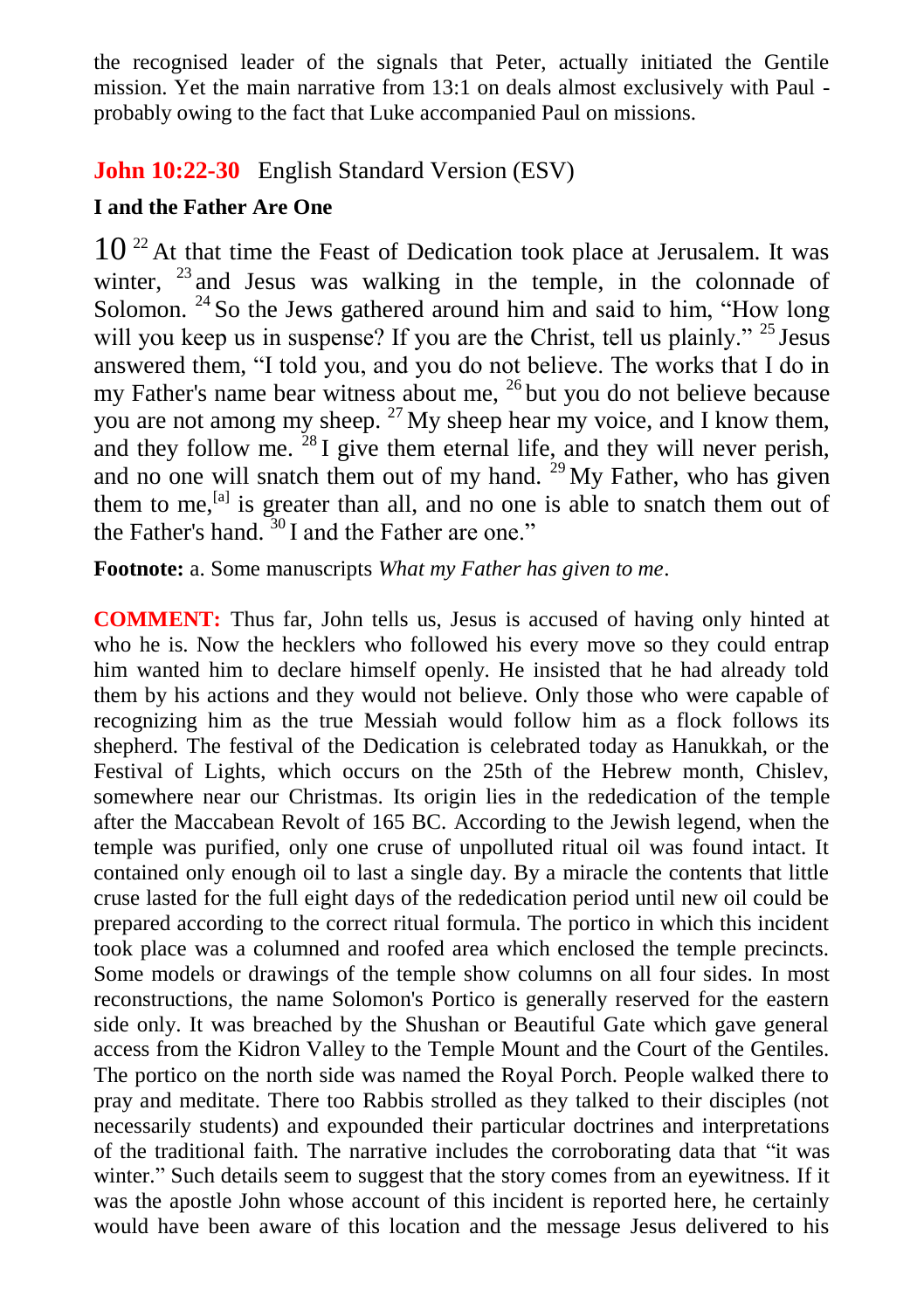the recognised leader of the signals that Peter, actually initiated the Gentile mission. Yet the main narrative from 13:1 on deals almost exclusively with Paul - probably owing to the fact that Luke accompanied Paul on missions.

## **John 10:22-30** English Standard Version (ESV)

### I and the Father Are One

10 [22] At that time the Feast of Dedication took place at Jerusalem. It was winter, [23] and Jesus was walking in the temple, in the colonnade of Solomon. [24] So the Jews gathered around him and said to him, "How long will you keep us in suspense? If you are the Christ, tell us plainly." [25] Jesus answered them, "I told you, and you do not believe. The works that I do in my Father's name bear witness about me, [26] but you do not believe because you are not among my sheep. [27] My sheep hear my voice, and I know them, and they follow me. [28] I give them eternal life, and they will never perish, and no one will snatch them out of my hand. [29] My Father, who has given them to me,[a] is greater than all, and no one is able to snatch them out of the Father's hand. [30] I and the Father are one."

**Footnote:** a. Some manuscripts *What my Father has given to me*.

**COMMENT:** Thus far, John tells us, Jesus is accused of having only hinted at who he is. Now the hecklers who followed his every move so they could entrap him wanted him to declare himself openly. He insisted that he had already told them by his actions and they would not believe. Only those who were capable of recognizing him as the true Messiah would follow him as a flock follows its shepherd. The festival of the Dedication is celebrated today as Hanukkah, or the Festival of Lights, which occurs on the 25th of the Hebrew month, Chislev, somewhere near our Christmas. Its origin lies in the rededication of the temple after the Maccabean Revolt of 165 BC. According to the Jewish legend, when the temple was purified, only one cruse of unpolluted ritual oil was found intact. It contained only enough oil to last a single day. By a miracle the contents that little cruse lasted for the full eight days of the rededication period until new oil could be prepared according to the correct ritual formula. The portico in which this incident took place was a columned and roofed area which enclosed the temple precincts. Some models or drawings of the temple show columns on all four sides. In most reconstructions, the name Solomon's Portico is generally reserved for the eastern side only. It was breached by the Shushan or Beautiful Gate which gave general access from the Kidron Valley to the Temple Mount and the Court of the Gentiles. The portico on the north side was named the Royal Porch. People walked there to pray and meditate. There too Rabbis strolled as they talked to their disciples (not necessarily students) and expounded their particular doctrines and interpretations of the traditional faith. The narrative includes the corroborating data that "it was winter." Such details seem to suggest that the story comes from an eyewitness. If it was the apostle John whose account of this incident is reported here, he certainly would have been aware of this location and the message Jesus delivered to his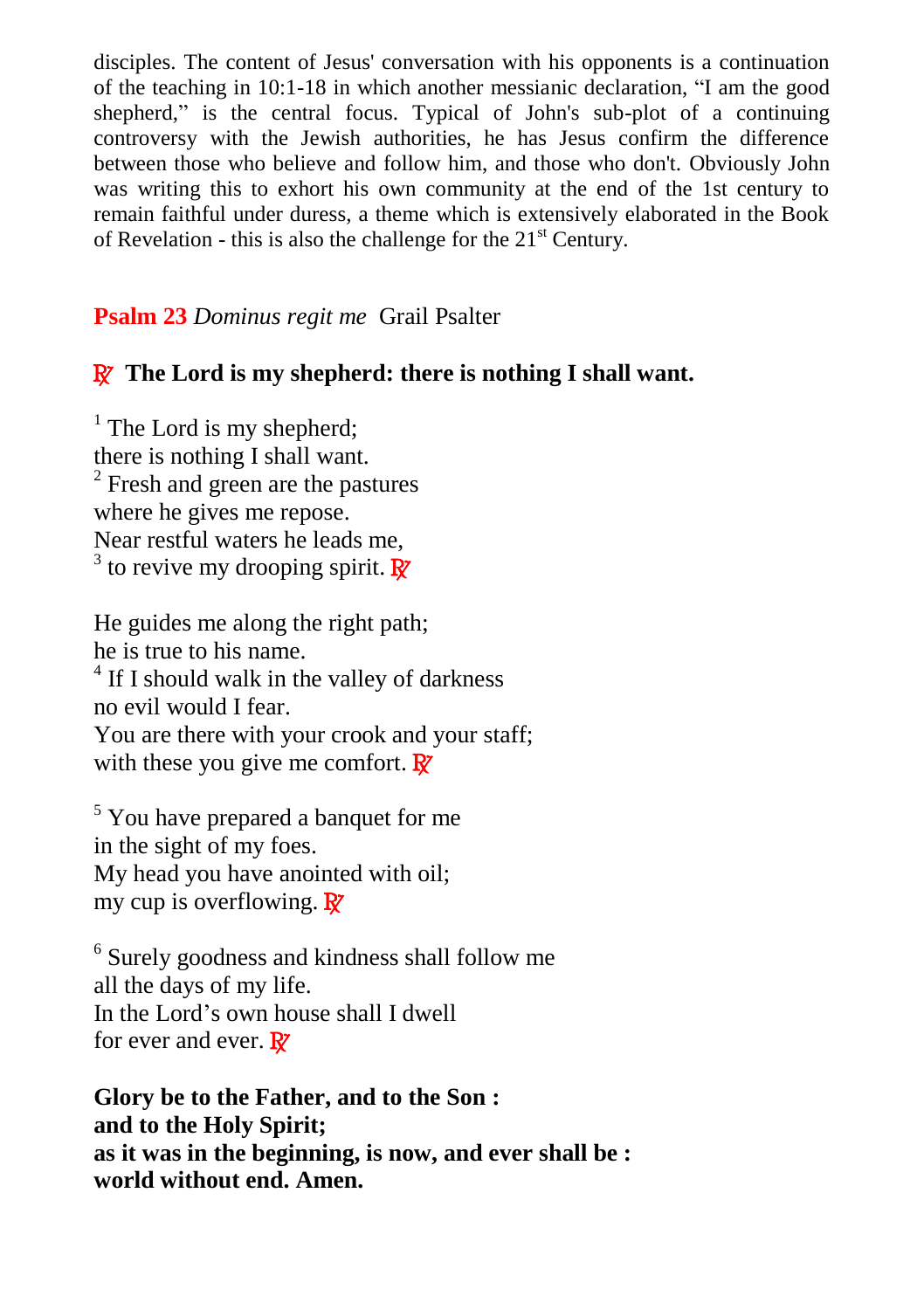disciples. The content of Jesus' conversation with his opponents is a continuation of the teaching in 10:1-18 in which another messianic declaration, "I am the good shepherd," is the central focus. Typical of John's sub-plot of a continuing controversy with the Jewish authorities, he has Jesus confirm the difference between those who believe and follow him, and those who don't. Obviously John was writing this to exhort his own community at the end of the 1st century to remain faithful under duress, a theme which is extensively elaborated in the Book of Revelation - this is also the challenge for the 21st Century.

## **Psalm 23** *Dominus regit me* Grail Psalter

**℟ The Lord is my shepherd: there is nothing I shall want.**

[1] The Lord is my shepherd;
there is nothing I shall want.
[2] Fresh and green are the pastures
where he gives me repose.
Near restful waters he leads me,
[3] to revive my drooping spirit. ℟

He guides me along the right path;
he is true to his name.
[4] If I should walk in the valley of darkness
no evil would I fear.
You are there with your crook and your staff;
with these you give me comfort. ℟

[5] You have prepared a banquet for me
in the sight of my foes.
My head you have anointed with oil;
my cup is overflowing. ℟

[6] Surely goodness and kindness shall follow me
all the days of my life.
In the Lord's own house shall I dwell
for ever and ever. ℟

**Glory be to the Father, and to the Son :**
**and to the Holy Spirit;**
**as it was in the beginning, is now, and ever shall be :**
**world without end. Amen.**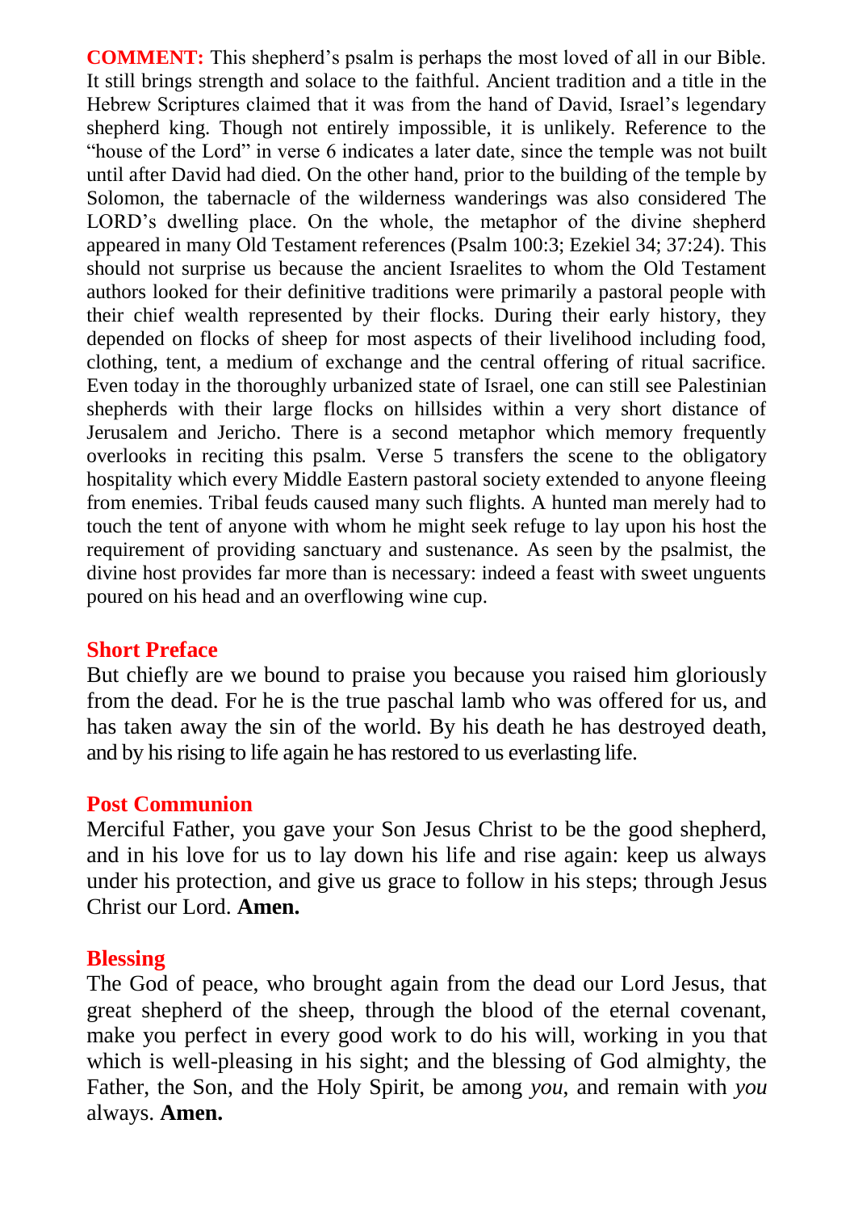**COMMENT:** This shepherd's psalm is perhaps the most loved of all in our Bible. It still brings strength and solace to the faithful. Ancient tradition and a title in the Hebrew Scriptures claimed that it was from the hand of David, Israel's legendary shepherd king. Though not entirely impossible, it is unlikely. Reference to the "house of the Lord" in verse 6 indicates a later date, since the temple was not built until after David had died. On the other hand, prior to the building of the temple by Solomon, the tabernacle of the wilderness wanderings was also considered The LORD's dwelling place. On the whole, the metaphor of the divine shepherd appeared in many Old Testament references (Psalm 100:3; Ezekiel 34; 37:24). This should not surprise us because the ancient Israelites to whom the Old Testament authors looked for their definitive traditions were primarily a pastoral people with their chief wealth represented by their flocks. During their early history, they depended on flocks of sheep for most aspects of their livelihood including food, clothing, tent, a medium of exchange and the central offering of ritual sacrifice. Even today in the thoroughly urbanized state of Israel, one can still see Palestinian shepherds with their large flocks on hillsides within a very short distance of Jerusalem and Jericho. There is a second metaphor which memory frequently overlooks in reciting this psalm. Verse 5 transfers the scene to the obligatory hospitality which every Middle Eastern pastoral society extended to anyone fleeing from enemies. Tribal feuds caused many such flights. A hunted man merely had to touch the tent of anyone with whom he might seek refuge to lay upon his host the requirement of providing sanctuary and sustenance. As seen by the psalmist, the divine host provides far more than is necessary: indeed a feast with sweet unguents poured on his head and an overflowing wine cup.

## Short Preface

But chiefly are we bound to praise you because you raised him gloriously from the dead. For he is the true paschal lamb who was offered for us, and has taken away the sin of the world. By his death he has destroyed death, and by his rising to life again he has restored to us everlasting life.

## Post Communion

Merciful Father, you gave your Son Jesus Christ to be the good shepherd, and in his love for us to lay down his life and rise again: keep us always under his protection, and give us grace to follow in his steps; through Jesus Christ our Lord. **Amen.**

## Blessing

The God of peace, who brought again from the dead our Lord Jesus, that great shepherd of the sheep, through the blood of the eternal covenant, make you perfect in every good work to do his will, working in you that which is well-pleasing in his sight; and the blessing of God almighty, the Father, the Son, and the Holy Spirit, be among *you*, and remain with *you* always. **Amen.**